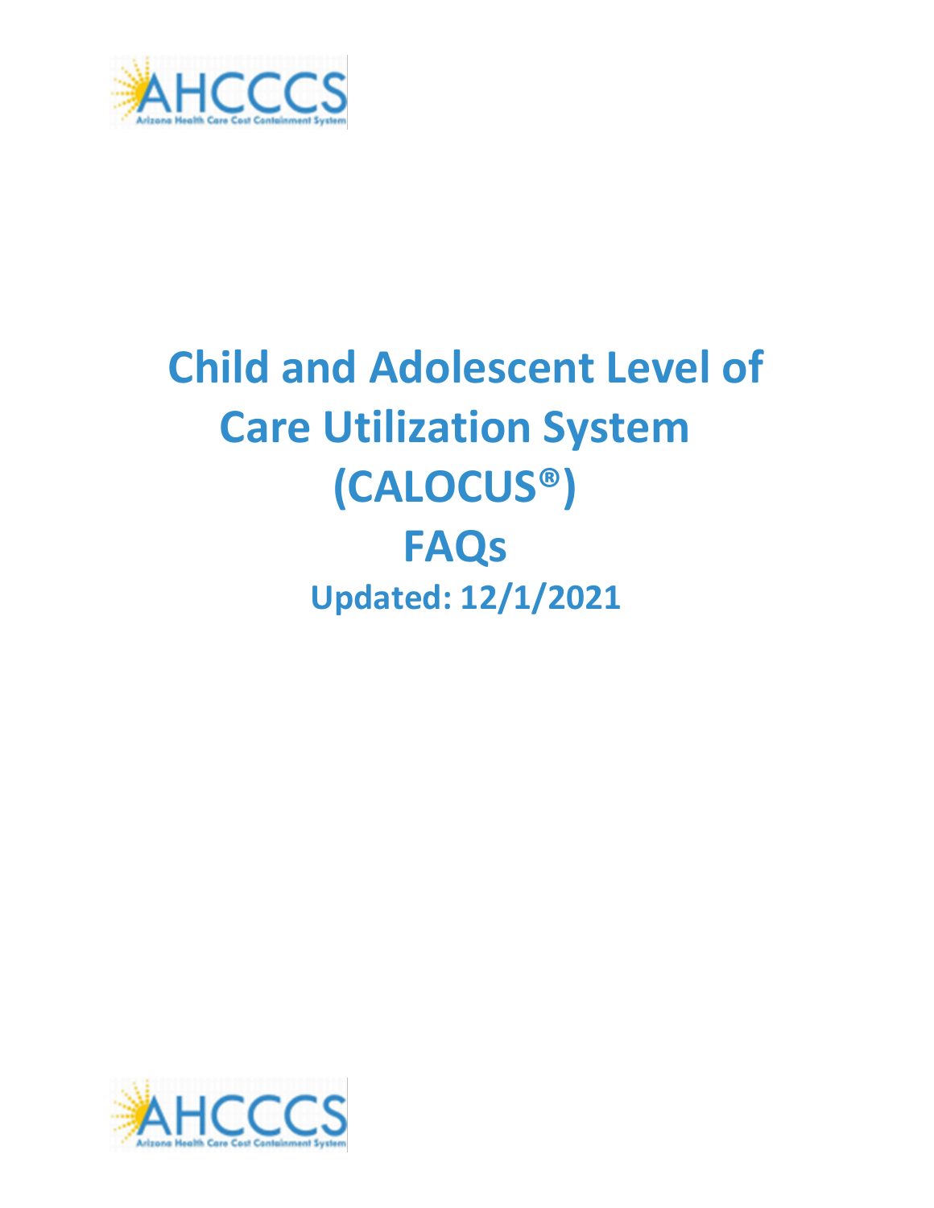# Child and Adolescent Level of Care Utilization System (CALOCUS®) FAQs

**Updated: 12/1/2021**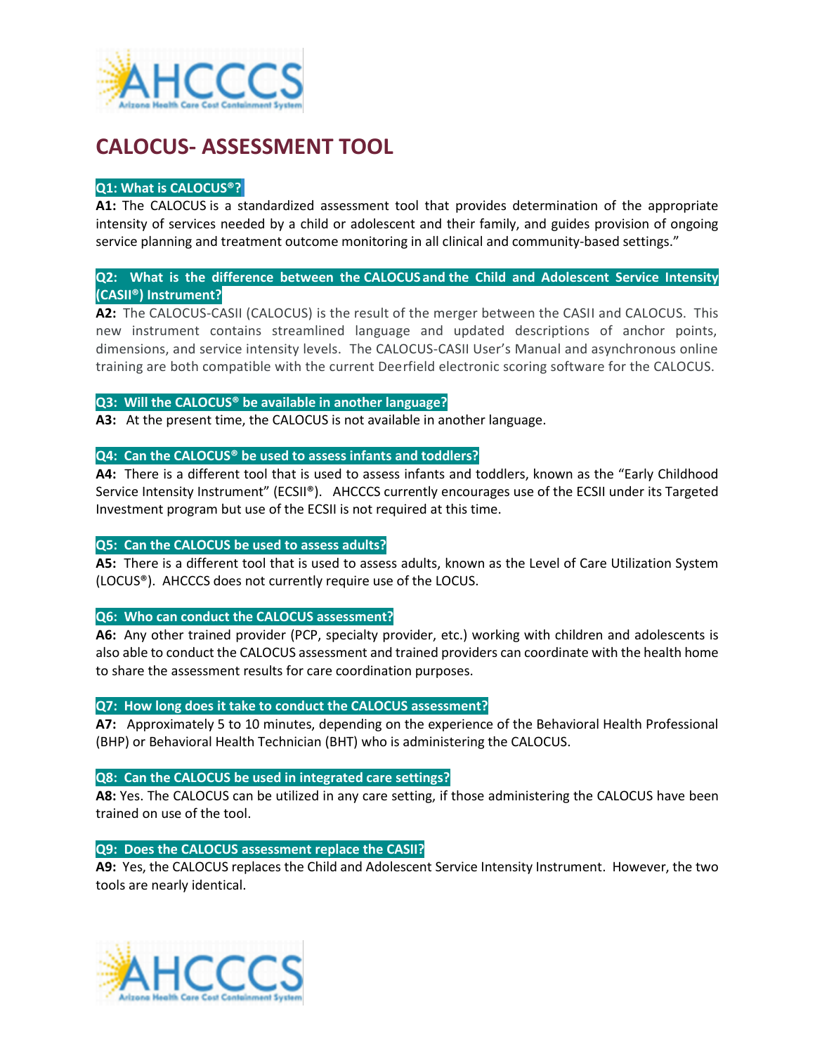# CALOCUS- ASSESSMENT TOOL

**Q1: What is CALOCUS®?**

**A1:** The CALOCUS is a standardized assessment tool that provides determination of the appropriate intensity of services needed by a child or adolescent and their family, and guides provision of ongoing service planning and treatment outcome monitoring in all clinical and community-based settings."

**Q2: What is the difference between the CALOCUS and the Child and Adolescent Service Intensity (CASII®) Instrument?**

**A2:** The CALOCUS-CASII (CALOCUS) is the result of the merger between the CASII and CALOCUS. This new instrument contains streamlined language and updated descriptions of anchor points, dimensions, and service intensity levels. The CALOCUS-CASII User's Manual and asynchronous online training are both compatible with the current Deerfield electronic scoring software for the CALOCUS.

**Q3: Will the CALOCUS® be available in another language?**

**A3:** At the present time, the CALOCUS is not available in another language.

**Q4: Can the CALOCUS® be used to assess infants and toddlers?**

**A4:** There is a different tool that is used to assess infants and toddlers, known as the "Early Childhood Service Intensity Instrument" (ECSII®). AHCCCS currently encourages use of the ECSII under its Targeted Investment program but use of the ECSII is not required at this time.

**Q5: Can the CALOCUS be used to assess adults?**

**A5:** There is a different tool that is used to assess adults, known as the Level of Care Utilization System (LOCUS®). AHCCCS does not currently require use of the LOCUS.

**Q6: Who can conduct the CALOCUS assessment?**

**A6:** Any other trained provider (PCP, specialty provider, etc.) working with children and adolescents is also able to conduct the CALOCUS assessment and trained providers can coordinate with the health home to share the assessment results for care coordination purposes.

**Q7: How long does it take to conduct the CALOCUS assessment?**

**A7:** Approximately 5 to 10 minutes, depending on the experience of the Behavioral Health Professional (BHP) or Behavioral Health Technician (BHT) who is administering the CALOCUS.

**Q8: Can the CALOCUS be used in integrated care settings?**

**A8:** Yes. The CALOCUS can be utilized in any care setting, if those administering the CALOCUS have been trained on use of the tool.

**Q9: Does the CALOCUS assessment replace the CASII?**

**A9:** Yes, the CALOCUS replaces the Child and Adolescent Service Intensity Instrument. However, the two tools are nearly identical.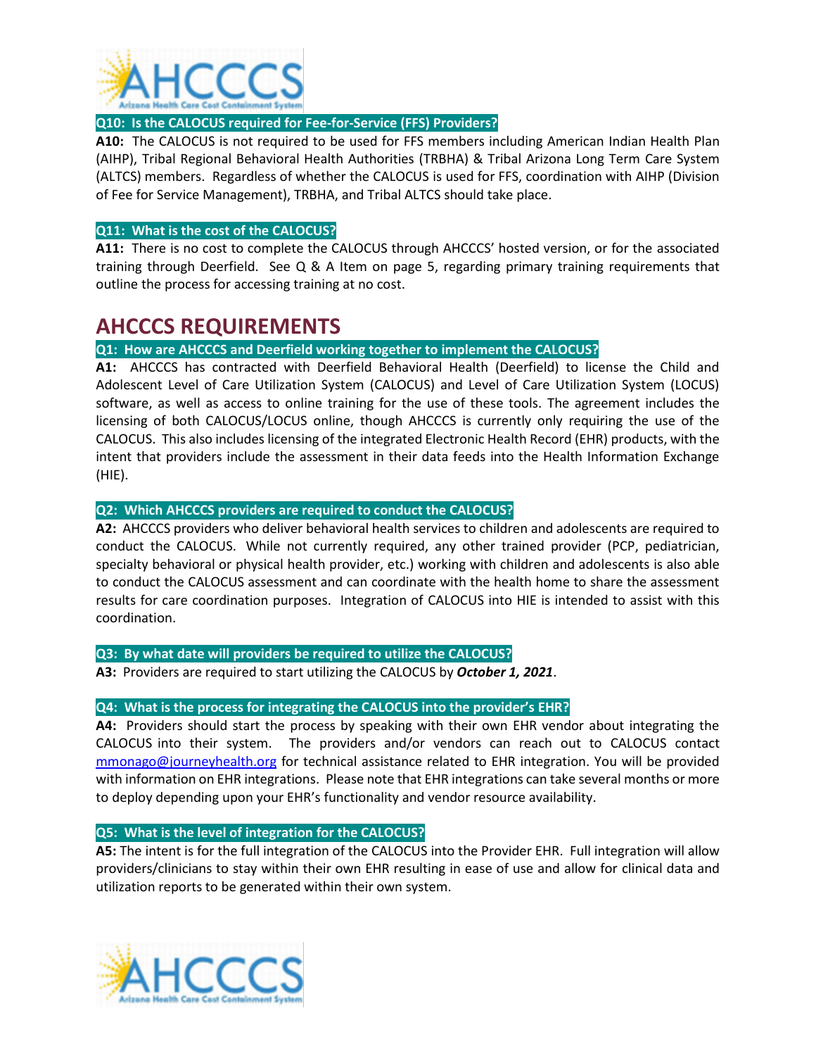**Q10: Is the CALOCUS required for Fee-for-Service (FFS) Providers?**

**A10:** The CALOCUS is not required to be used for FFS members including American Indian Health Plan (AIHP), Tribal Regional Behavioral Health Authorities (TRBHA) & Tribal Arizona Long Term Care System (ALTCS) members. Regardless of whether the CALOCUS is used for FFS, coordination with AIHP (Division of Fee for Service Management), TRBHA, and Tribal ALTCS should take place.

**Q11: What is the cost of the CALOCUS?**

**A11:** There is no cost to complete the CALOCUS through AHCCCS' hosted version, or for the associated training through Deerfield. See Q & A Item on page 5, regarding primary training requirements that outline the process for accessing training at no cost.

# AHCCCS REQUIREMENTS

**Q1: How are AHCCCS and Deerfield working together to implement the CALOCUS?**

**A1:** AHCCCS has contracted with Deerfield Behavioral Health (Deerfield) to license the Child and Adolescent Level of Care Utilization System (CALOCUS) and Level of Care Utilization System (LOCUS) software, as well as access to online training for the use of these tools. The agreement includes the licensing of both CALOCUS/LOCUS online, though AHCCCS is currently only requiring the use of the CALOCUS. This also includes licensing of the integrated Electronic Health Record (EHR) products, with the intent that providers include the assessment in their data feeds into the Health Information Exchange (HIE).

**Q2: Which AHCCCS providers are required to conduct the CALOCUS?**

**A2:** AHCCCS providers who deliver behavioral health services to children and adolescents are required to conduct the CALOCUS. While not currently required, any other trained provider (PCP, pediatrician, specialty behavioral or physical health provider, etc.) working with children and adolescents is also able to conduct the CALOCUS assessment and can coordinate with the health home to share the assessment results for care coordination purposes. Integration of CALOCUS into HIE is intended to assist with this coordination.

**Q3: By what date will providers be required to utilize the CALOCUS?**

**A3:** Providers are required to start utilizing the CALOCUS by ***October 1, 2021***.

**Q4: What is the process for integrating the CALOCUS into the provider's EHR?**

**A4:** Providers should start the process by speaking with their own EHR vendor about integrating the CALOCUS into their system. The providers and/or vendors can reach out to CALOCUS contact mmonago@journeyhealth.org for technical assistance related to EHR integration. You will be provided with information on EHR integrations. Please note that EHR integrations can take several months or more to deploy depending upon your EHR's functionality and vendor resource availability.

**Q5: What is the level of integration for the CALOCUS?**

**A5:** The intent is for the full integration of the CALOCUS into the Provider EHR. Full integration will allow providers/clinicians to stay within their own EHR resulting in ease of use and allow for clinical data and utilization reports to be generated within their own system.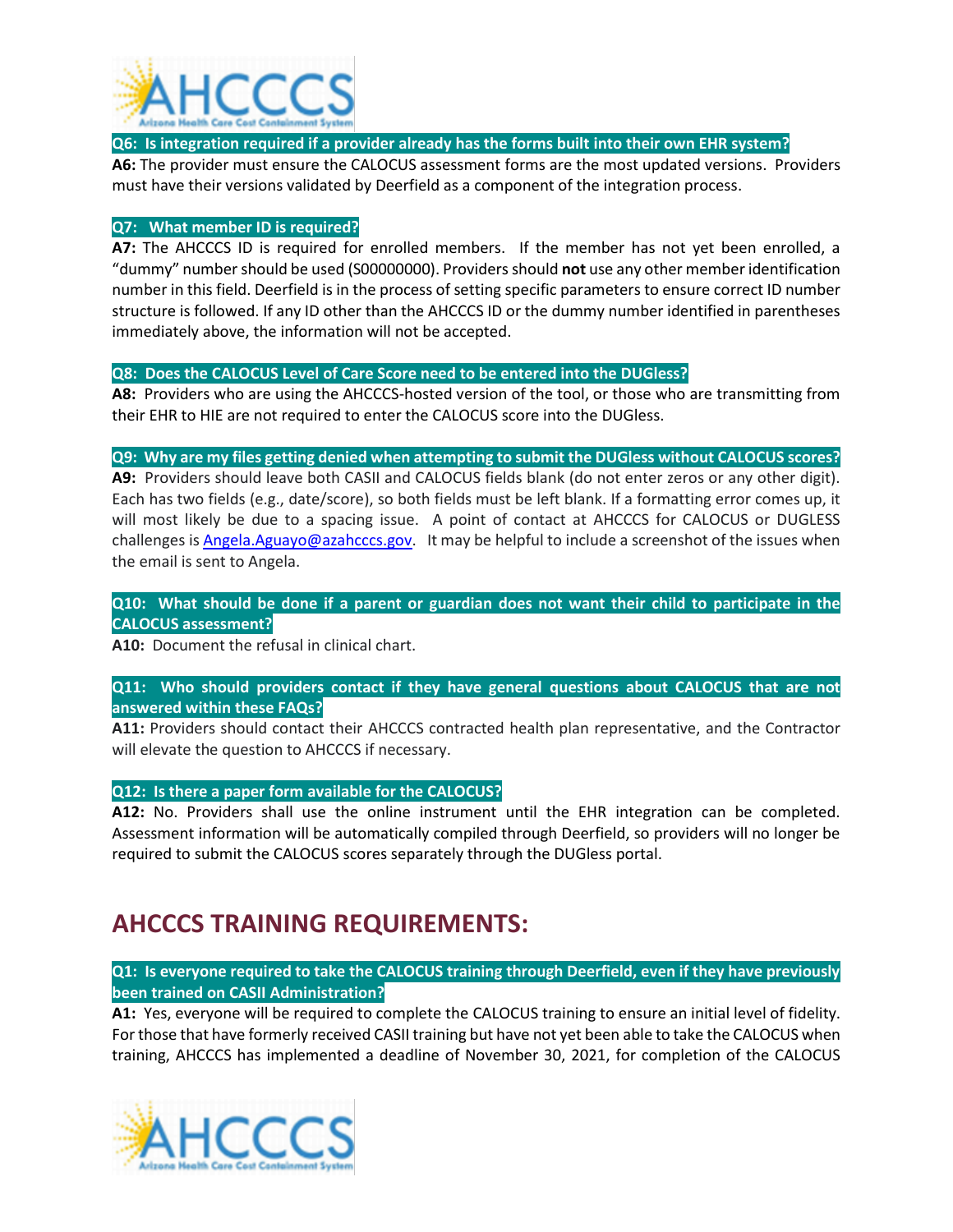**Q6: Is integration required if a provider already has the forms built into their own EHR system?**

**A6:** The provider must ensure the CALOCUS assessment forms are the most updated versions. Providers must have their versions validated by Deerfield as a component of the integration process.

**Q7: What member ID is required?**

**A7:** The AHCCCS ID is required for enrolled members. If the member has not yet been enrolled, a "dummy" number should be used (S00000000). Providers should **not** use any other member identification number in this field. Deerfield is in the process of setting specific parameters to ensure correct ID number structure is followed. If any ID other than the AHCCCS ID or the dummy number identified in parentheses immediately above, the information will not be accepted.

**Q8: Does the CALOCUS Level of Care Score need to be entered into the DUGless?**

**A8:** Providers who are using the AHCCCS-hosted version of the tool, or those who are transmitting from their EHR to HIE are not required to enter the CALOCUS score into the DUGless.

**Q9: Why are my files getting denied when attempting to submit the DUGless without CALOCUS scores?**

**A9:** Providers should leave both CASII and CALOCUS fields blank (do not enter zeros or any other digit). Each has two fields (e.g., date/score), so both fields must be left blank. If a formatting error comes up, it will most likely be due to a spacing issue. A point of contact at AHCCCS for CALOCUS or DUGLESS challenges is Angela.Aguayo@azahcccs.gov. It may be helpful to include a screenshot of the issues when the email is sent to Angela.

**Q10: What should be done if a parent or guardian does not want their child to participate in the CALOCUS assessment?**

**A10:** Document the refusal in clinical chart.

**Q11: Who should providers contact if they have general questions about CALOCUS that are not answered within these FAQs?**

**A11:** Providers should contact their AHCCCS contracted health plan representative, and the Contractor will elevate the question to AHCCCS if necessary.

**Q12: Is there a paper form available for the CALOCUS?**

**A12:** No. Providers shall use the online instrument until the EHR integration can be completed. Assessment information will be automatically compiled through Deerfield, so providers will no longer be required to submit the CALOCUS scores separately through the DUGless portal.

## AHCCCS TRAINING REQUIREMENTS:

**Q1: Is everyone required to take the CALOCUS training through Deerfield, even if they have previously been trained on CASII Administration?**

**A1:** Yes, everyone will be required to complete the CALOCUS training to ensure an initial level of fidelity. For those that have formerly received CASII training but have not yet been able to take the CALOCUS when training, AHCCCS has implemented a deadline of November 30, 2021, for completion of the CALOCUS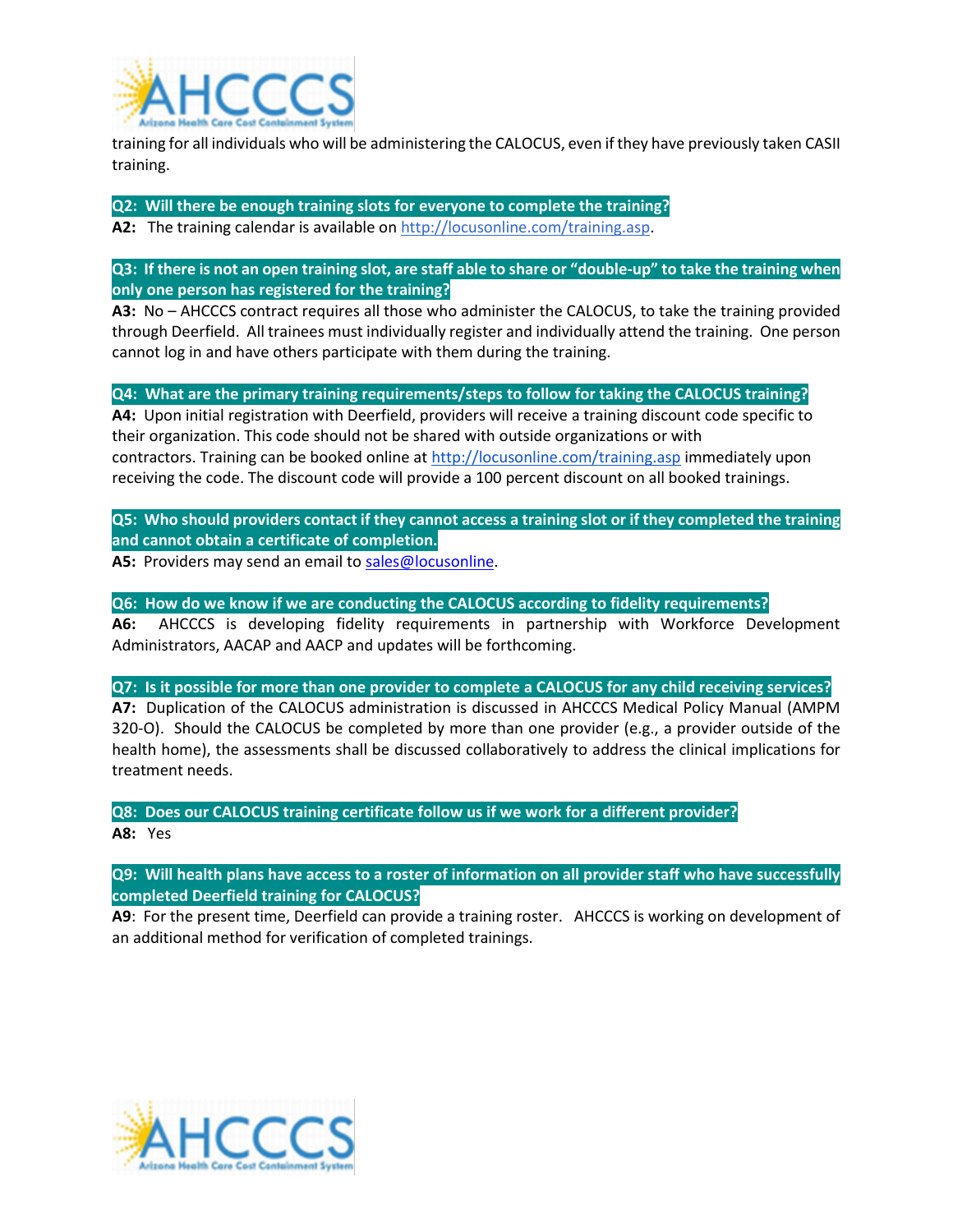training for all individuals who will be administering the CALOCUS, even if they have previously taken CASII training.

**Q2: Will there be enough training slots for everyone to complete the training?**

**A2:** The training calendar is available on http://locusonline.com/training.asp.

**Q3: If there is not an open training slot, are staff able to share or "double-up" to take the training when only one person has registered for the training?**

**A3:** No – AHCCCS contract requires all those who administer the CALOCUS, to take the training provided through Deerfield. All trainees must individually register and individually attend the training. One person cannot log in and have others participate with them during the training.

**Q4: What are the primary training requirements/steps to follow for taking the CALOCUS training?**

**A4:** Upon initial registration with Deerfield, providers will receive a training discount code specific to their organization. This code should not be shared with outside organizations or with contractors. Training can be booked online at http://locusonline.com/training.asp immediately upon receiving the code. The discount code will provide a 100 percent discount on all booked trainings.

**Q5: Who should providers contact if they cannot access a training slot or if they completed the training and cannot obtain a certificate of completion.**

**A5:** Providers may send an email to sales@locusonline.

**Q6: How do we know if we are conducting the CALOCUS according to fidelity requirements?**

**A6:** AHCCCS is developing fidelity requirements in partnership with Workforce Development Administrators, AACAP and AACP and updates will be forthcoming.

**Q7: Is it possible for more than one provider to complete a CALOCUS for any child receiving services?**

**A7:** Duplication of the CALOCUS administration is discussed in AHCCCS Medical Policy Manual (AMPM 320-O). Should the CALOCUS be completed by more than one provider (e.g., a provider outside of the health home), the assessments shall be discussed collaboratively to address the clinical implications for treatment needs.

**Q8: Does our CALOCUS training certificate follow us if we work for a different provider?**

**A8:** Yes

**Q9: Will health plans have access to a roster of information on all provider staff who have successfully completed Deerfield training for CALOCUS?**

**A9**: For the present time, Deerfield can provide a training roster. AHCCCS is working on development of an additional method for verification of completed trainings.